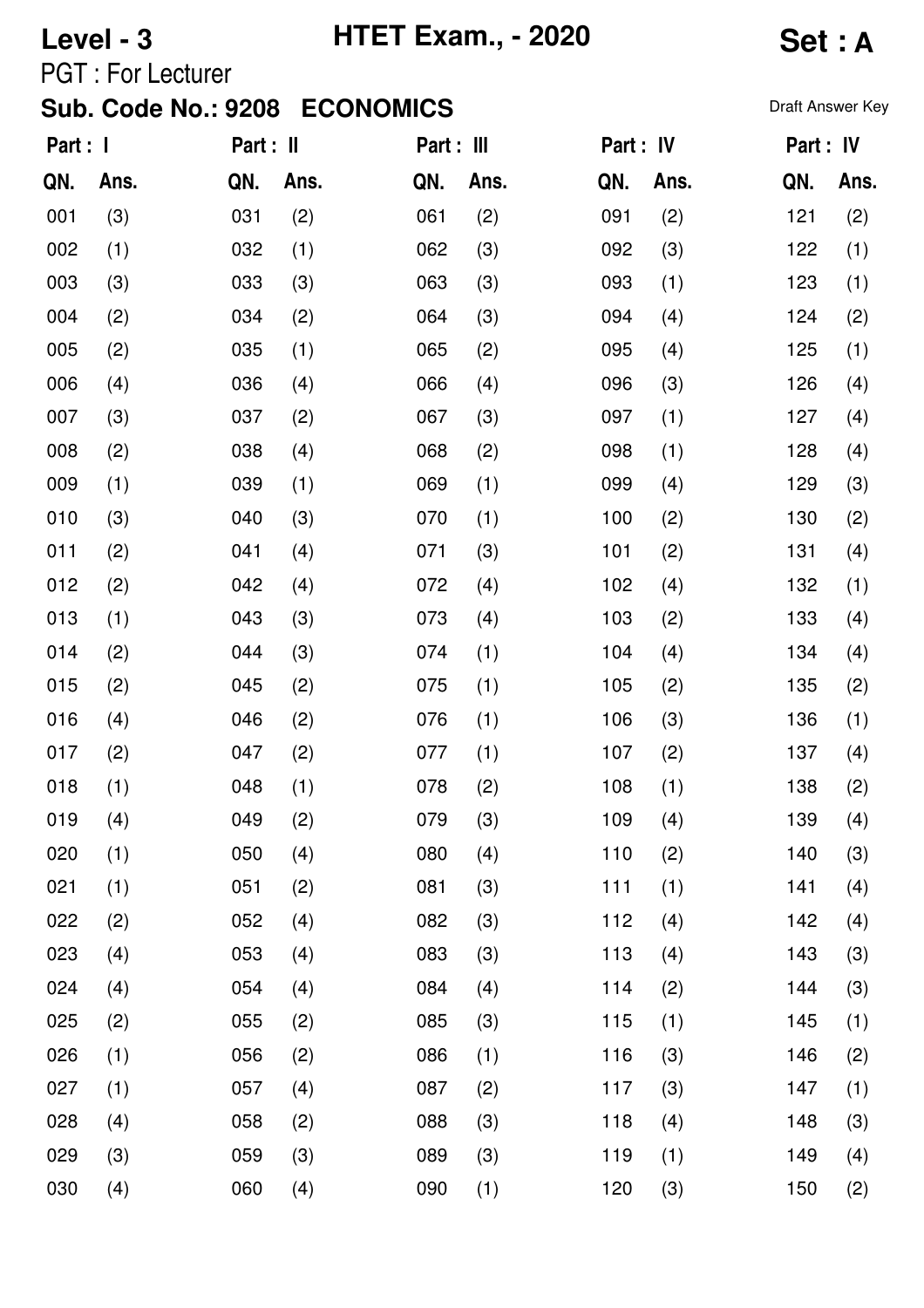**Level - 3** **HTET Exam., - 2020** **Set : A**

PGT : For Lecturer

**Sub. Code No.: 9208 ECONOMICS**

Draft Answer Key

| Part : I | | Part : II | | Part : III | | Part : IV | | Part : IV | |
|---|---|---|---|---|---|---|---|---|---|
| **QN.** | **Ans.** | **QN.** | **Ans.** | **QN.** | **Ans.** | **QN.** | **Ans.** | **QN.** | **Ans.** |
| 001 | (3) | 031 | (2) | 061 | (2) | 091 | (2) | 121 | (2) |
| 002 | (1) | 032 | (1) | 062 | (3) | 092 | (3) | 122 | (1) |
| 003 | (3) | 033 | (3) | 063 | (3) | 093 | (1) | 123 | (1) |
| 004 | (2) | 034 | (2) | 064 | (3) | 094 | (4) | 124 | (2) |
| 005 | (2) | 035 | (1) | 065 | (2) | 095 | (4) | 125 | (1) |
| 006 | (4) | 036 | (4) | 066 | (4) | 096 | (3) | 126 | (4) |
| 007 | (3) | 037 | (2) | 067 | (3) | 097 | (1) | 127 | (4) |
| 008 | (2) | 038 | (4) | 068 | (2) | 098 | (1) | 128 | (4) |
| 009 | (1) | 039 | (1) | 069 | (1) | 099 | (4) | 129 | (3) |
| 010 | (3) | 040 | (3) | 070 | (1) | 100 | (2) | 130 | (2) |
| 011 | (2) | 041 | (4) | 071 | (3) | 101 | (2) | 131 | (4) |
| 012 | (2) | 042 | (4) | 072 | (4) | 102 | (4) | 132 | (1) |
| 013 | (1) | 043 | (3) | 073 | (4) | 103 | (2) | 133 | (4) |
| 014 | (2) | 044 | (3) | 074 | (1) | 104 | (4) | 134 | (4) |
| 015 | (2) | 045 | (2) | 075 | (1) | 105 | (2) | 135 | (2) |
| 016 | (4) | 046 | (2) | 076 | (1) | 106 | (3) | 136 | (1) |
| 017 | (2) | 047 | (2) | 077 | (1) | 107 | (2) | 137 | (4) |
| 018 | (1) | 048 | (1) | 078 | (2) | 108 | (1) | 138 | (2) |
| 019 | (4) | 049 | (2) | 079 | (3) | 109 | (4) | 139 | (4) |
| 020 | (1) | 050 | (4) | 080 | (4) | 110 | (2) | 140 | (3) |
| 021 | (1) | 051 | (2) | 081 | (3) | 111 | (1) | 141 | (4) |
| 022 | (2) | 052 | (4) | 082 | (3) | 112 | (4) | 142 | (4) |
| 023 | (4) | 053 | (4) | 083 | (3) | 113 | (4) | 143 | (3) |
| 024 | (4) | 054 | (4) | 084 | (4) | 114 | (2) | 144 | (3) |
| 025 | (2) | 055 | (2) | 085 | (3) | 115 | (1) | 145 | (1) |
| 026 | (1) | 056 | (2) | 086 | (1) | 116 | (3) | 146 | (2) |
| 027 | (1) | 057 | (4) | 087 | (2) | 117 | (3) | 147 | (1) |
| 028 | (4) | 058 | (2) | 088 | (3) | 118 | (4) | 148 | (3) |
| 029 | (3) | 059 | (3) | 089 | (3) | 119 | (1) | 149 | (4) |
| 030 | (4) | 060 | (4) | 090 | (1) | 120 | (3) | 150 | (2) |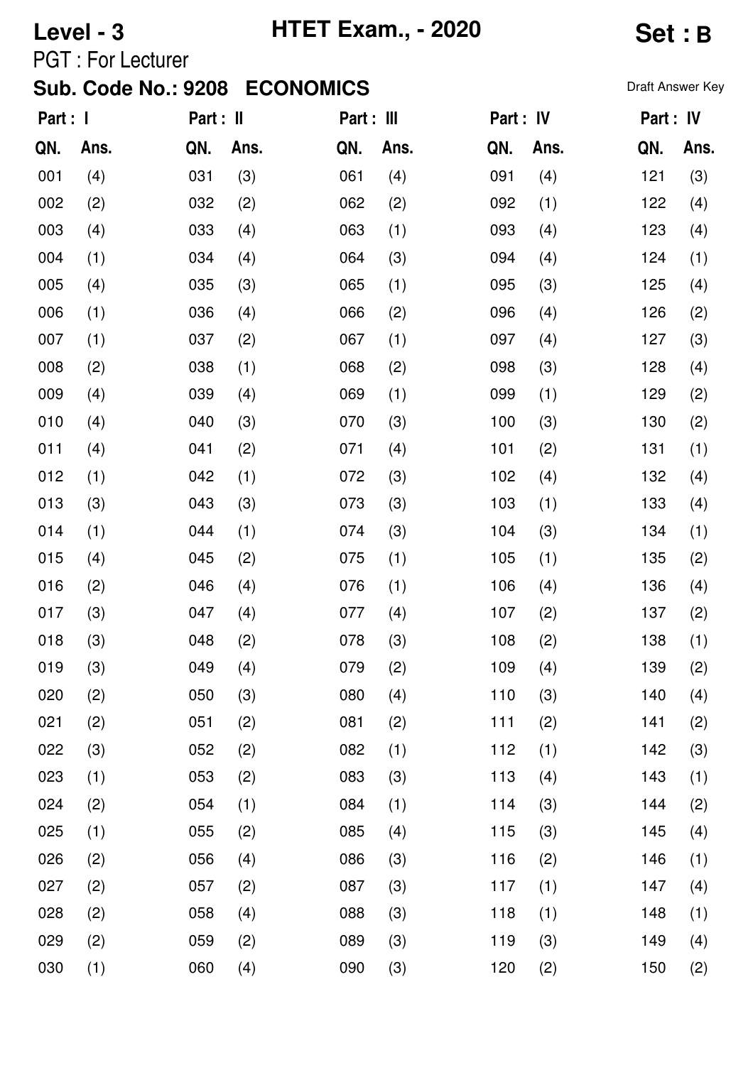**Level - 3** **HTET Exam., - 2020** **Set : B**

PGT : For Lecturer

**Sub. Code No.: 9208 ECONOMICS**

Draft Answer Key

| Part : I | | Part : II | | Part : III | | Part : IV | | Part : IV | |
|---|---|---|---|---|---|---|---|---|---|
| **QN.** | **Ans.** | **QN.** | **Ans.** | **QN.** | **Ans.** | **QN.** | **Ans.** | **QN.** | **Ans.** |
| 001 | (4) | 031 | (3) | 061 | (4) | 091 | (4) | 121 | (3) |
| 002 | (2) | 032 | (2) | 062 | (2) | 092 | (1) | 122 | (4) |
| 003 | (4) | 033 | (4) | 063 | (1) | 093 | (4) | 123 | (4) |
| 004 | (1) | 034 | (4) | 064 | (3) | 094 | (4) | 124 | (1) |
| 005 | (4) | 035 | (3) | 065 | (1) | 095 | (3) | 125 | (4) |
| 006 | (1) | 036 | (4) | 066 | (2) | 096 | (4) | 126 | (2) |
| 007 | (1) | 037 | (2) | 067 | (1) | 097 | (4) | 127 | (3) |
| 008 | (2) | 038 | (1) | 068 | (2) | 098 | (3) | 128 | (4) |
| 009 | (4) | 039 | (4) | 069 | (1) | 099 | (1) | 129 | (2) |
| 010 | (4) | 040 | (3) | 070 | (3) | 100 | (3) | 130 | (2) |
| 011 | (4) | 041 | (2) | 071 | (4) | 101 | (2) | 131 | (1) |
| 012 | (1) | 042 | (1) | 072 | (3) | 102 | (4) | 132 | (4) |
| 013 | (3) | 043 | (3) | 073 | (3) | 103 | (1) | 133 | (4) |
| 014 | (1) | 044 | (1) | 074 | (3) | 104 | (3) | 134 | (1) |
| 015 | (4) | 045 | (2) | 075 | (1) | 105 | (1) | 135 | (2) |
| 016 | (2) | 046 | (4) | 076 | (1) | 106 | (4) | 136 | (4) |
| 017 | (3) | 047 | (4) | 077 | (4) | 107 | (2) | 137 | (2) |
| 018 | (3) | 048 | (2) | 078 | (3) | 108 | (2) | 138 | (1) |
| 019 | (3) | 049 | (4) | 079 | (2) | 109 | (4) | 139 | (2) |
| 020 | (2) | 050 | (3) | 080 | (4) | 110 | (3) | 140 | (4) |
| 021 | (2) | 051 | (2) | 081 | (2) | 111 | (2) | 141 | (2) |
| 022 | (3) | 052 | (2) | 082 | (1) | 112 | (1) | 142 | (3) |
| 023 | (1) | 053 | (2) | 083 | (3) | 113 | (4) | 143 | (1) |
| 024 | (2) | 054 | (1) | 084 | (1) | 114 | (3) | 144 | (2) |
| 025 | (1) | 055 | (2) | 085 | (4) | 115 | (3) | 145 | (4) |
| 026 | (2) | 056 | (4) | 086 | (3) | 116 | (2) | 146 | (1) |
| 027 | (2) | 057 | (2) | 087 | (3) | 117 | (1) | 147 | (4) |
| 028 | (2) | 058 | (4) | 088 | (3) | 118 | (1) | 148 | (1) |
| 029 | (2) | 059 | (2) | 089 | (3) | 119 | (3) | 149 | (4) |
| 030 | (1) | 060 | (4) | 090 | (3) | 120 | (2) | 150 | (2) |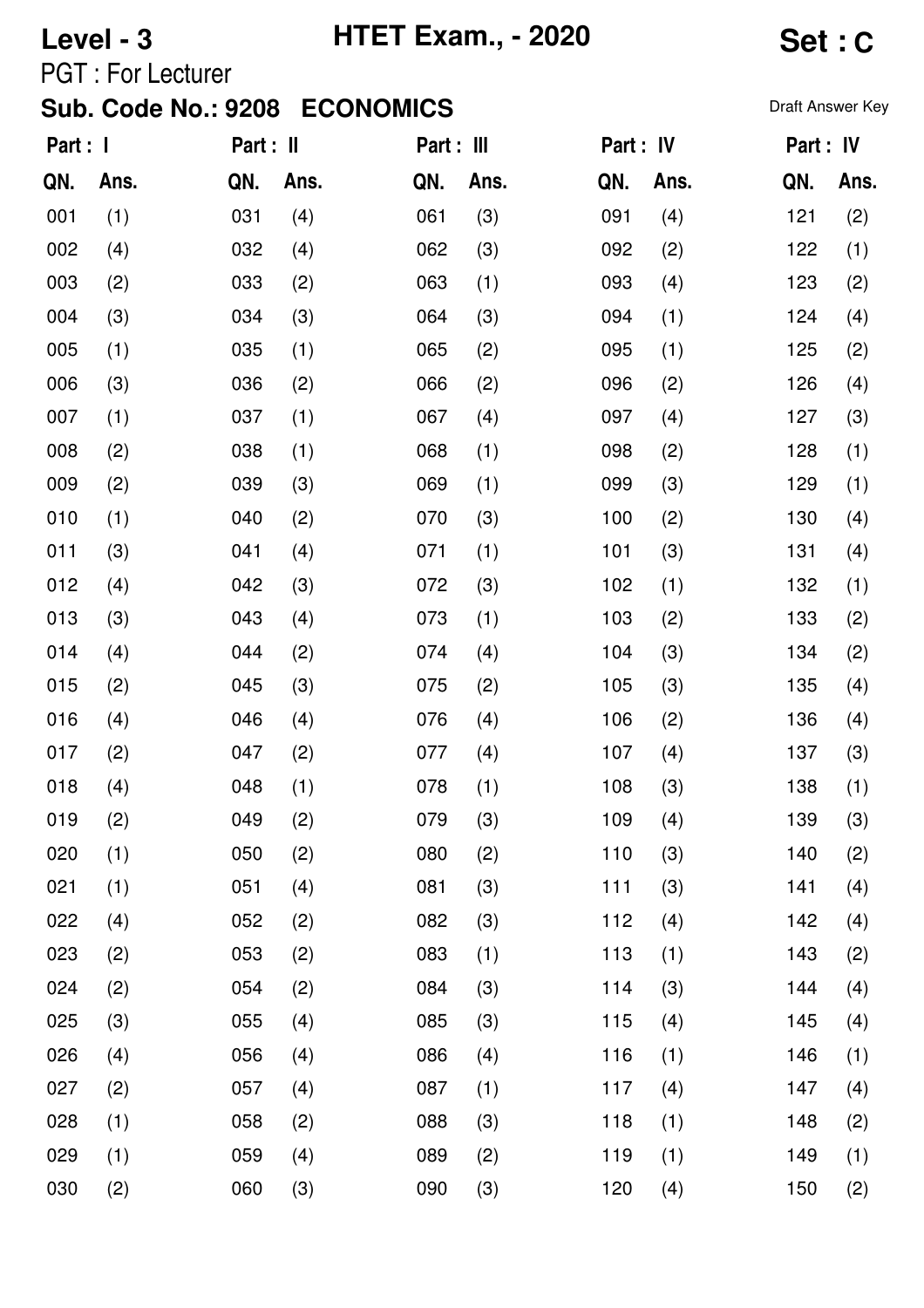**Level - 3** | **HTET Exam., - 2020** | **Set : C**

PGT : For Lecturer

**Sub. Code No.: 9208 ECONOMICS**

Draft Answer Key

| Part : I | | Part : II | | Part : III | | Part : IV | | Part : IV | |
|---|---|---|---|---|---|---|---|---|---|
| QN. | Ans. | QN. | Ans. | QN. | Ans. | QN. | Ans. | QN. | Ans. |
| 001 | (1) | 031 | (4) | 061 | (3) | 091 | (4) | 121 | (2) |
| 002 | (4) | 032 | (4) | 062 | (3) | 092 | (2) | 122 | (1) |
| 003 | (2) | 033 | (2) | 063 | (1) | 093 | (4) | 123 | (2) |
| 004 | (3) | 034 | (3) | 064 | (3) | 094 | (1) | 124 | (4) |
| 005 | (1) | 035 | (1) | 065 | (2) | 095 | (1) | 125 | (2) |
| 006 | (3) | 036 | (2) | 066 | (2) | 096 | (2) | 126 | (4) |
| 007 | (1) | 037 | (1) | 067 | (4) | 097 | (4) | 127 | (3) |
| 008 | (2) | 038 | (1) | 068 | (1) | 098 | (2) | 128 | (1) |
| 009 | (2) | 039 | (3) | 069 | (1) | 099 | (3) | 129 | (1) |
| 010 | (1) | 040 | (2) | 070 | (3) | 100 | (2) | 130 | (4) |
| 011 | (3) | 041 | (4) | 071 | (1) | 101 | (3) | 131 | (4) |
| 012 | (4) | 042 | (3) | 072 | (3) | 102 | (1) | 132 | (1) |
| 013 | (3) | 043 | (4) | 073 | (1) | 103 | (2) | 133 | (2) |
| 014 | (4) | 044 | (2) | 074 | (4) | 104 | (3) | 134 | (2) |
| 015 | (2) | 045 | (3) | 075 | (2) | 105 | (3) | 135 | (4) |
| 016 | (4) | 046 | (4) | 076 | (4) | 106 | (2) | 136 | (4) |
| 017 | (2) | 047 | (2) | 077 | (4) | 107 | (4) | 137 | (3) |
| 018 | (4) | 048 | (1) | 078 | (1) | 108 | (3) | 138 | (1) |
| 019 | (2) | 049 | (2) | 079 | (3) | 109 | (4) | 139 | (3) |
| 020 | (1) | 050 | (2) | 080 | (2) | 110 | (3) | 140 | (2) |
| 021 | (1) | 051 | (4) | 081 | (3) | 111 | (3) | 141 | (4) |
| 022 | (4) | 052 | (2) | 082 | (3) | 112 | (4) | 142 | (4) |
| 023 | (2) | 053 | (2) | 083 | (1) | 113 | (1) | 143 | (2) |
| 024 | (2) | 054 | (2) | 084 | (3) | 114 | (3) | 144 | (4) |
| 025 | (3) | 055 | (4) | 085 | (3) | 115 | (4) | 145 | (4) |
| 026 | (4) | 056 | (4) | 086 | (4) | 116 | (1) | 146 | (1) |
| 027 | (2) | 057 | (4) | 087 | (1) | 117 | (4) | 147 | (4) |
| 028 | (1) | 058 | (2) | 088 | (3) | 118 | (1) | 148 | (2) |
| 029 | (1) | 059 | (4) | 089 | (2) | 119 | (1) | 149 | (1) |
| 030 | (2) | 060 | (3) | 090 | (3) | 120 | (4) | 150 | (2) |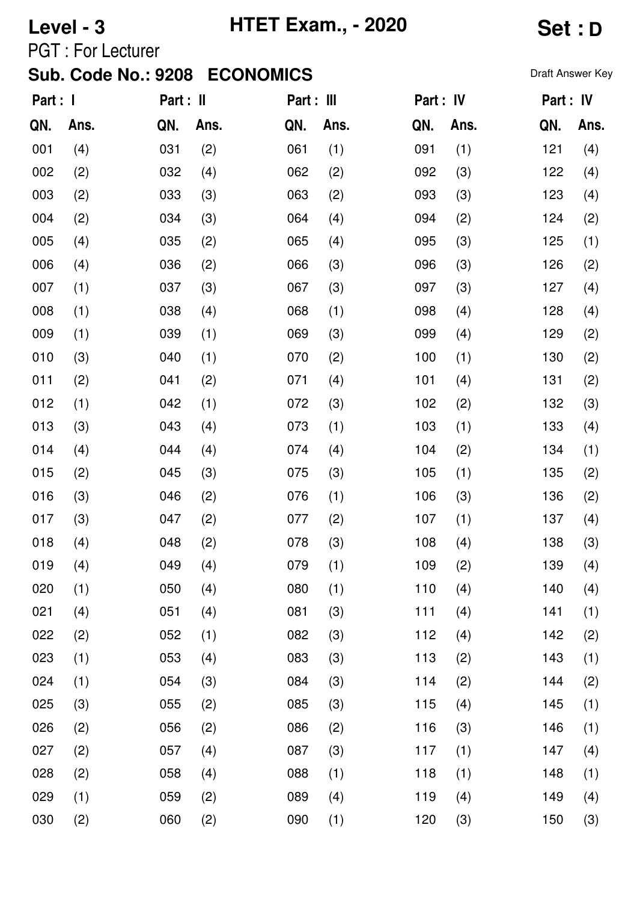**Level - 3** **HTET Exam., - 2020** **Set : D**

PGT : For Lecturer

**Sub. Code No.: 9208 ECONOMICS** Draft Answer Key

| Part : I | | Part : II | | Part : III | | Part : IV | | Part : IV | |
|---|---|---|---|---|---|---|---|---|---|
| QN. | Ans. | QN. | Ans. | QN. | Ans. | QN. | Ans. | QN. | Ans. |
| 001 | (4) | 031 | (2) | 061 | (1) | 091 | (1) | 121 | (4) |
| 002 | (2) | 032 | (4) | 062 | (2) | 092 | (3) | 122 | (4) |
| 003 | (2) | 033 | (3) | 063 | (2) | 093 | (3) | 123 | (4) |
| 004 | (2) | 034 | (3) | 064 | (4) | 094 | (2) | 124 | (2) |
| 005 | (4) | 035 | (2) | 065 | (4) | 095 | (3) | 125 | (1) |
| 006 | (4) | 036 | (2) | 066 | (3) | 096 | (3) | 126 | (2) |
| 007 | (1) | 037 | (3) | 067 | (3) | 097 | (3) | 127 | (4) |
| 008 | (1) | 038 | (4) | 068 | (1) | 098 | (4) | 128 | (4) |
| 009 | (1) | 039 | (1) | 069 | (3) | 099 | (4) | 129 | (2) |
| 010 | (3) | 040 | (1) | 070 | (2) | 100 | (1) | 130 | (2) |
| 011 | (2) | 041 | (2) | 071 | (4) | 101 | (4) | 131 | (2) |
| 012 | (1) | 042 | (1) | 072 | (3) | 102 | (2) | 132 | (3) |
| 013 | (3) | 043 | (4) | 073 | (1) | 103 | (1) | 133 | (4) |
| 014 | (4) | 044 | (4) | 074 | (4) | 104 | (2) | 134 | (1) |
| 015 | (2) | 045 | (3) | 075 | (3) | 105 | (1) | 135 | (2) |
| 016 | (3) | 046 | (2) | 076 | (1) | 106 | (3) | 136 | (2) |
| 017 | (3) | 047 | (2) | 077 | (2) | 107 | (1) | 137 | (4) |
| 018 | (4) | 048 | (2) | 078 | (3) | 108 | (4) | 138 | (3) |
| 019 | (4) | 049 | (4) | 079 | (1) | 109 | (2) | 139 | (4) |
| 020 | (1) | 050 | (4) | 080 | (1) | 110 | (4) | 140 | (4) |
| 021 | (4) | 051 | (4) | 081 | (3) | 111 | (4) | 141 | (1) |
| 022 | (2) | 052 | (1) | 082 | (3) | 112 | (4) | 142 | (2) |
| 023 | (1) | 053 | (4) | 083 | (3) | 113 | (2) | 143 | (1) |
| 024 | (1) | 054 | (3) | 084 | (3) | 114 | (2) | 144 | (2) |
| 025 | (3) | 055 | (2) | 085 | (3) | 115 | (4) | 145 | (1) |
| 026 | (2) | 056 | (2) | 086 | (2) | 116 | (3) | 146 | (1) |
| 027 | (2) | 057 | (4) | 087 | (3) | 117 | (1) | 147 | (4) |
| 028 | (2) | 058 | (4) | 088 | (1) | 118 | (1) | 148 | (1) |
| 029 | (1) | 059 | (2) | 089 | (4) | 119 | (4) | 149 | (4) |
| 030 | (2) | 060 | (2) | 090 | (1) | 120 | (3) | 150 | (3) |